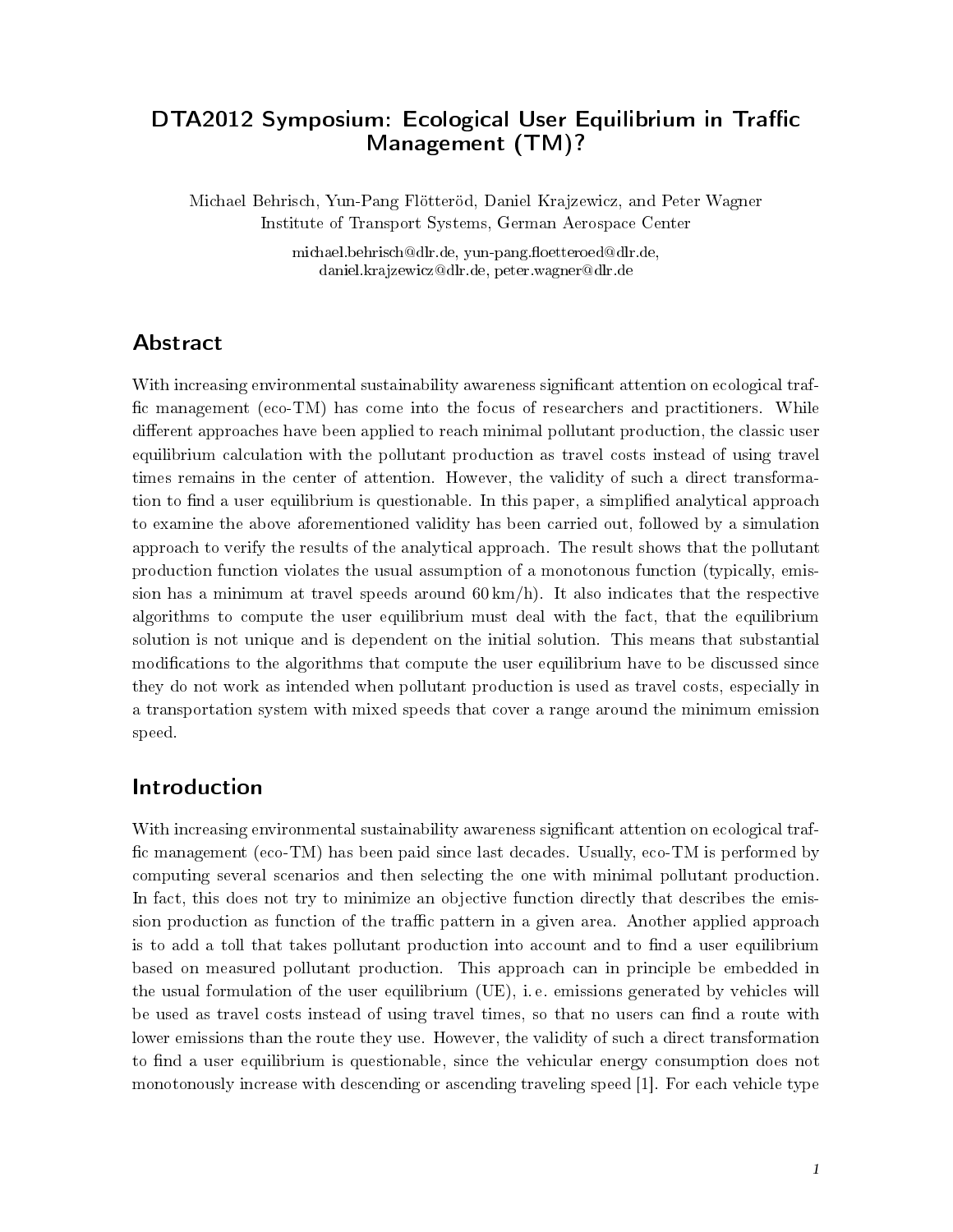# DTA2012 Symposium: Ecological User Equilibrium in Traffic Management (TM)?

Michael Behrisch, Yun-Pang Flötteröd, Daniel Krajzewicz, and Peter Wagner
Institute of Transport Systems, German Aerospace Center

michael.behrisch@dlr.de, yun-pang.floetteroed@dlr.de,
daniel.krajzewicz@dlr.de, peter.wagner@dlr.de

## Abstract

With increasing environmental sustainability awareness significant attention on ecological traffic management (eco-TM) has come into the focus of researchers and practitioners. While different approaches have been applied to reach minimal pollutant production, the classic user equilibrium calculation with the pollutant production as travel costs instead of using travel times remains in the center of attention. However, the validity of such a direct transformation to find a user equilibrium is questionable. In this paper, a simplified analytical approach to examine the above aforementioned validity has been carried out, followed by a simulation approach to verify the results of the analytical approach. The result shows that the pollutant production function violates the usual assumption of a monotonous function (typically, emission has a minimum at travel speeds around 60 km/h). It also indicates that the respective algorithms to compute the user equilibrium must deal with the fact, that the equilibrium solution is not unique and is dependent on the initial solution. This means that substantial modifications to the algorithms that compute the user equilibrium have to be discussed since they do not work as intended when pollutant production is used as travel costs, especially in a transportation system with mixed speeds that cover a range around the minimum emission speed.

## Introduction

With increasing environmental sustainability awareness significant attention on ecological traffic management (eco-TM) has been paid since last decades. Usually, eco-TM is performed by computing several scenarios and then selecting the one with minimal pollutant production. In fact, this does not try to minimize an objective function directly that describes the emission production as function of the traffic pattern in a given area. Another applied approach is to add a toll that takes pollutant production into account and to find a user equilibrium based on measured pollutant production. This approach can in principle be embedded in the usual formulation of the user equilibrium (UE), i. e. emissions generated by vehicles will be used as travel costs instead of using travel times, so that no users can find a route with lower emissions than the route they use. However, the validity of such a direct transformation to find a user equilibrium is questionable, since the vehicular energy consumption does not monotonously increase with descending or ascending traveling speed [1]. For each vehicle type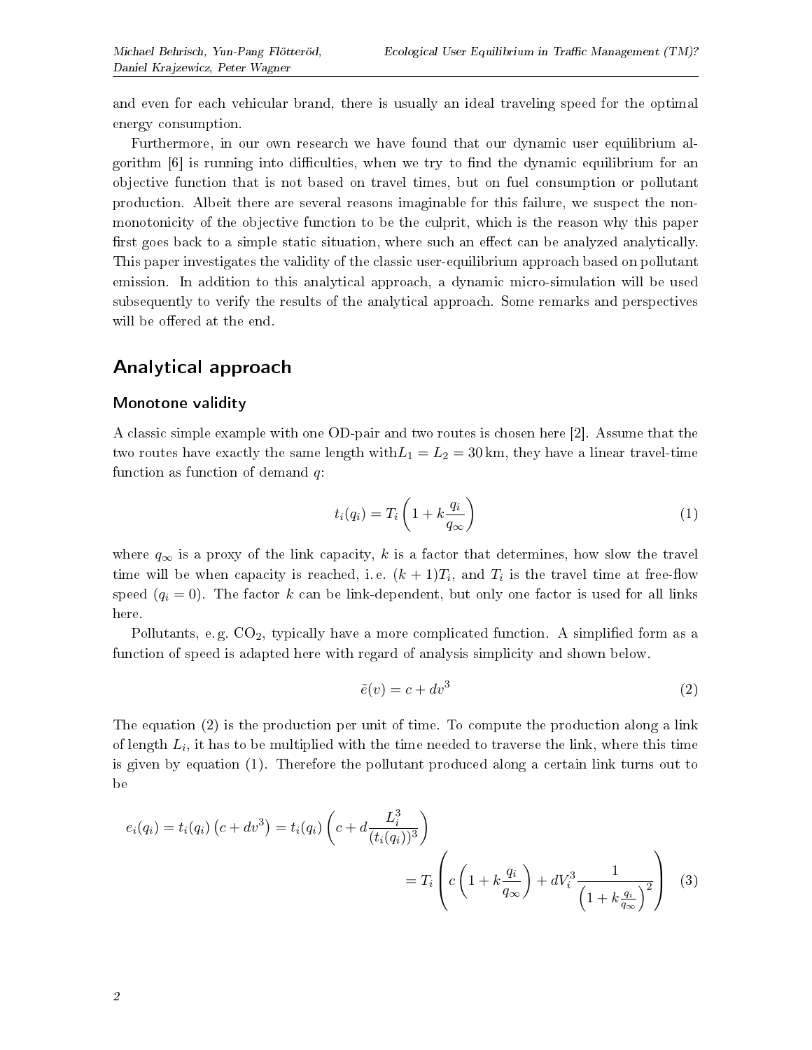and even for each vehicular brand, there is usually an ideal traveling speed for the optimal energy consumption.

Furthermore, in our own research we have found that our dynamic user equilibrium algorithm [6] is running into difficulties, when we try to find the dynamic equilibrium for an objective function that is not based on travel times, but on fuel consumption or pollutant production. Albeit there are several reasons imaginable for this failure, we suspect the non-monotonicity of the objective function to be the culprit, which is the reason why this paper first goes back to a simple static situation, where such an effect can be analyzed analytically. This paper investigates the validity of the classic user-equilibrium approach based on pollutant emission. In addition to this analytical approach, a dynamic micro-simulation will be used subsequently to verify the results of the analytical approach. Some remarks and perspectives will be offered at the end.

## Analytical approach

### Monotone validity

A classic simple example with one OD-pair and two routes is chosen here [2]. Assume that the two routes have exactly the same length with$L_1 = L_2 = 30\,\text{km}$, they have a linear travel-time function as function of demand $q$:

$$t_i(q_i) = T_i \left(1 + k\frac{q_i}{q_\infty}\right) \tag{1}$$

where $q_\infty$ is a proxy of the link capacity, $k$ is a factor that determines, how slow the travel time will be when capacity is reached, i. e. $(k+1)T_i$, and $T_i$ is the travel time at free-flow speed ($q_i = 0$). The factor $k$ can be link-dependent, but only one factor is used for all links here.

Pollutants, e. g. $CO_2$, typically have a more complicated function. A simplified form as a function of speed is adapted here with regard of analysis simplicity and shown below.

$$\tilde{e}(v) = c + dv^3 \tag{2}$$

The equation (2) is the production per unit of time. To compute the production along a link of length $L_i$, it has to be multiplied with the time needed to traverse the link, where this time is given by equation (1). Therefore the pollutant produced along a certain link turns out to be

$$\begin{aligned} e_i(q_i) = t_i(q_i)\left(c + dv^3\right) = t_i(q_i)\left(c + d\frac{L_i^3}{(t_i(q_i))^3}\right) \\ = T_i\left(c\left(1 + k\frac{q_i}{q_\infty}\right) + dV_i^3\frac{1}{\left(1 + k\frac{q_i}{q_\infty}\right)^2}\right) \end{aligned} \tag{3}$$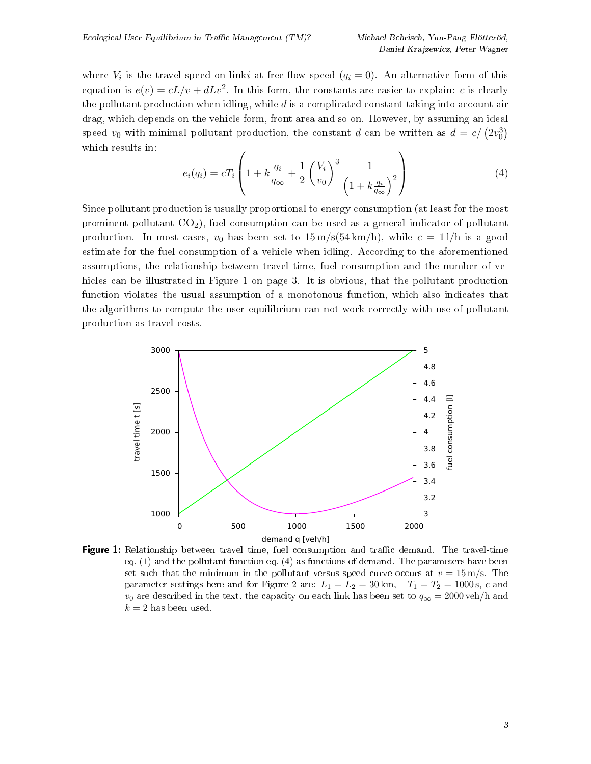where $V_i$ is the travel speed on link$i$ at free-flow speed ($q_i = 0$). An alternative form of this equation is $e(v) = cL/v + dLv^2$. In this form, the constants are easier to explain: $c$ is clearly the pollutant production when idling, while $d$ is a complicated constant taking into account air drag, which depends on the vehicle form, front area and so on. However, by assuming an ideal speed $v_0$ with minimal pollutant production, the constant $d$ can be written as $d = c/\left(2v_0^3\right)$ which results in:

$$e_i(q_i) = cT_i \left(1 + k\frac{q_i}{q_\infty} + \frac{1}{2}\left(\frac{V_i}{v_0}\right)^3 \frac{1}{\left(1 + k\frac{q_i}{q_\infty}\right)^2}\right) \tag{4}$$

Since pollutant production is usually proportional to energy consumption (at least for the most prominent pollutant $CO_2$), fuel consumption can be used as a general indicator of pollutant production. In most cases, $v_0$ has been set to $15\,\mathrm{m/s}(54\,\mathrm{km/h})$, while $c = 1\,\mathrm{l/h}$ is a good estimate for the fuel consumption of a vehicle when idling. According to the aforementioned assumptions, the relationship between travel time, fuel consumption and the number of vehicles can be illustrated in Figure 1 on page 3. It is obvious, that the pollutant production function violates the usual assumption of a monotonous function, which also indicates that the algorithms to compute the user equilibrium can not work correctly with use of pollutant production as travel costs.

**Figure 1**: Relationship between travel time, fuel consumption and traffic demand. The travel-time eq. (1) and the pollutant function eq. (4) as functions of demand. The parameters have been set such that the minimum in the pollutant versus speed curve occurs at $v = 15\,\mathrm{m/s}$. The parameter settings here and for Figure 2 are: $L_1 = L_2 = 30\,\mathrm{km}$, $T_1 = T_2 = 1000\,\mathrm{s}$, $c$ and $v_0$ are described in the text, the capacity on each link has been set to $q_\infty = 2000\,\mathrm{veh/h}$ and $k = 2$ has been used.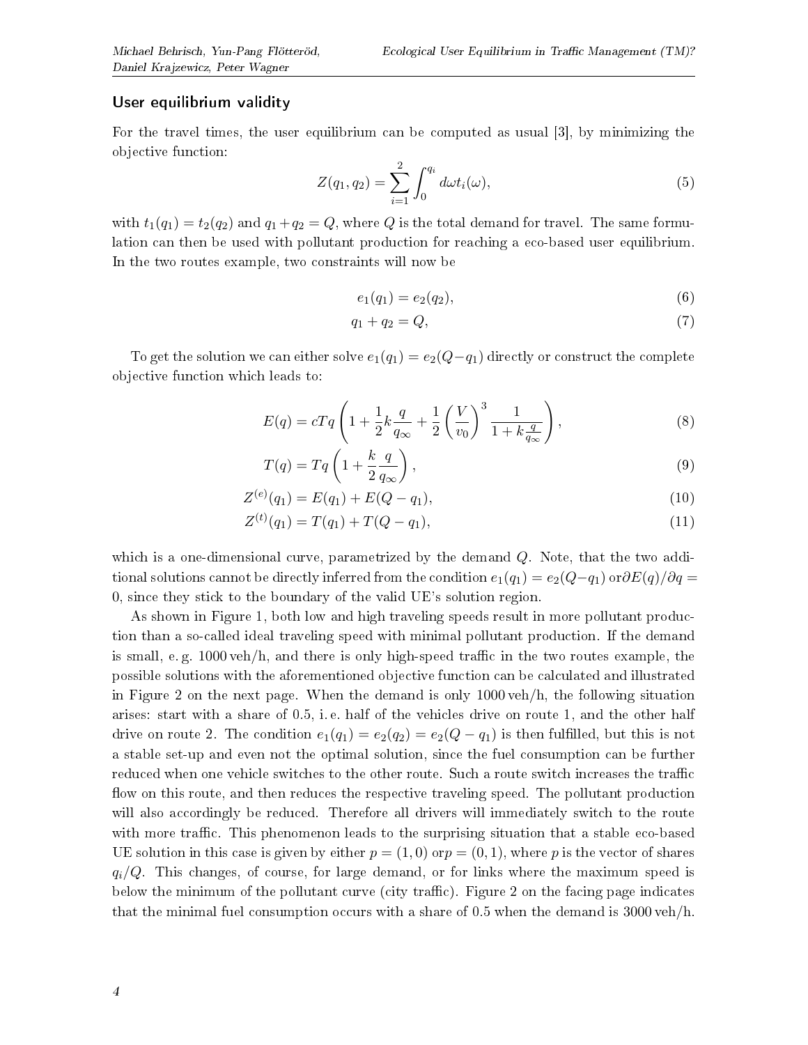### User equilibrium validity

For the travel times, the user equilibrium can be computed as usual [3], by minimizing the objective function:

$$Z(q_1, q_2) = \sum_{i=1}^{2} \int_0^{q_i} d\omega t_i(\omega), \tag{5}$$

with $t_1(q_1) = t_2(q_2)$ and $q_1 + q_2 = Q$, where $Q$ is the total demand for travel. The same formulation can then be used with pollutant production for reaching a eco-based user equilibrium. In the two routes example, two constraints will now be

$$e_1(q_1) = e_2(q_2), \tag{6}$$

$$q_1 + q_2 = Q, \tag{7}$$

To get the solution we can either solve $e_1(q_1) = e_2(Q - q_1)$ directly or construct the complete objective function which leads to:

$$E(q) = cTq\left(1 + \frac{1}{2}k\frac{q}{q_\infty} + \frac{1}{2}\left(\frac{V}{v_0}\right)^3 \frac{1}{1 + k\frac{q}{q_\infty}}\right), \tag{8}$$

$$T(q) = Tq\left(1 + \frac{k}{2}\frac{q}{q_\infty}\right), \tag{9}$$

$$Z^{(e)}(q_1) = E(q_1) + E(Q - q_1), \tag{10}$$

$$Z^{(t)}(q_1) = T(q_1) + T(Q - q_1), \tag{11}$$

which is a one-dimensional curve, parametrized by the demand $Q$. Note, that the two additional solutions cannot be directly inferred from the condition $e_1(q_1) = e_2(Q - q_1)$ or$\partial E(q)/\partial q = 0$, since they stick to the boundary of the valid UE's solution region.

As shown in Figure 1, both low and high traveling speeds result in more pollutant production than a so-called ideal traveling speed with minimal pollutant production. If the demand is small, e. g. 1000 veh/h, and there is only high-speed traffic in the two routes example, the possible solutions with the aforementioned objective function can be calculated and illustrated in Figure 2 on the next page. When the demand is only 1000 veh/h, the following situation arises: start with a share of 0.5, i. e. half of the vehicles drive on route 1, and the other half drive on route 2. The condition $e_1(q_1) = e_2(q_2) = e_2(Q - q_1)$ is then fulfilled, but this is not a stable set-up and even not the optimal solution, since the fuel consumption can be further reduced when one vehicle switches to the other route. Such a route switch increases the traffic flow on this route, and then reduces the respective traveling speed. The pollutant production will also accordingly be reduced. Therefore all drivers will immediately switch to the route with more traffic. This phenomenon leads to the surprising situation that a stable eco-based UE solution in this case is given by either $p = (1, 0)$ or$p = (0, 1)$, where $p$ is the vector of shares $q_i/Q$. This changes, of course, for large demand, or for links where the maximum speed is below the minimum of the pollutant curve (city traffic). Figure 2 on the facing page indicates that the minimal fuel consumption occurs with a share of 0.5 when the demand is 3000 veh/h.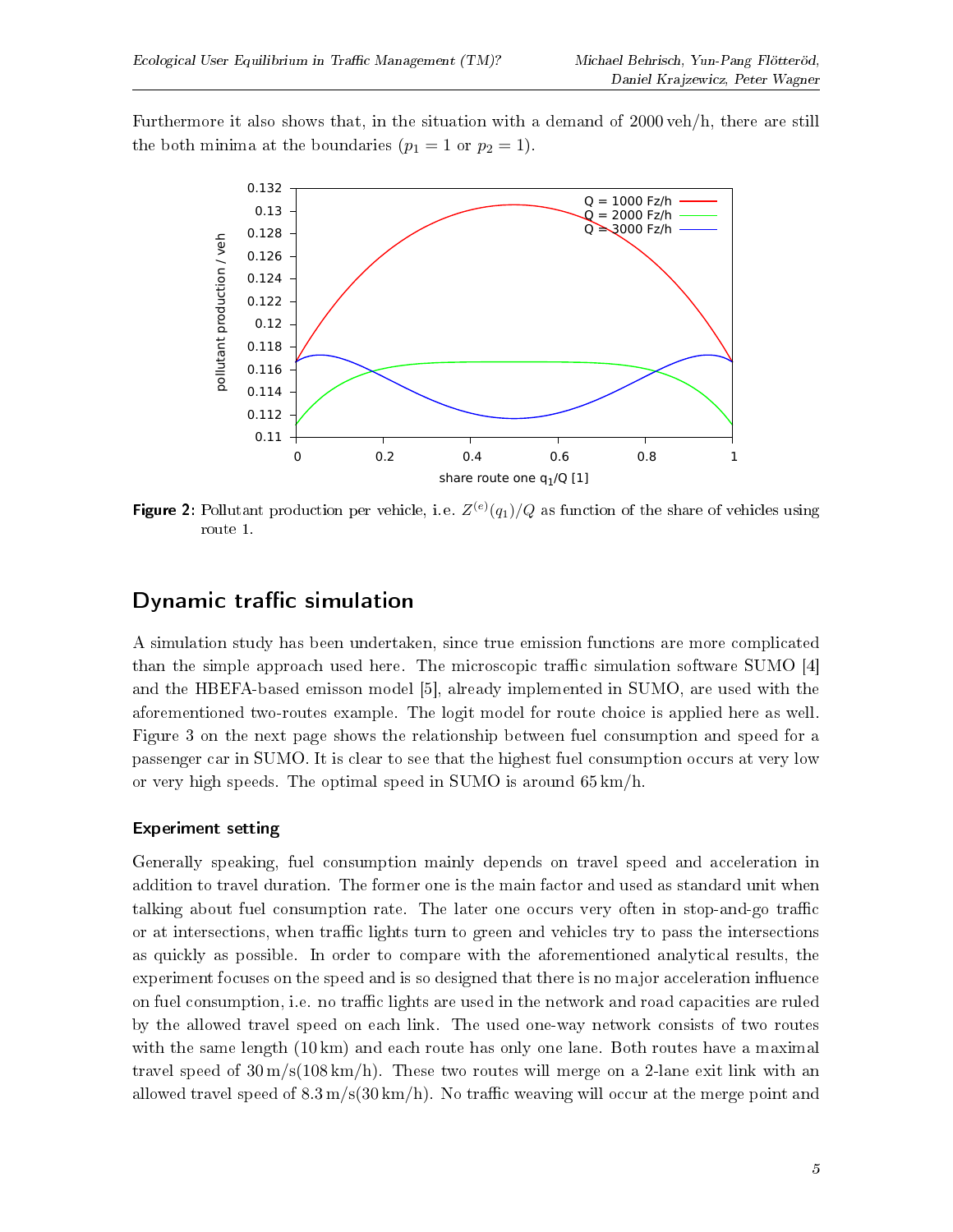Furthermore it also shows that, in the situation with a demand of 2000 veh/h, there are still the both minima at the boundaries ($p_1 = 1$ or $p_2 = 1$).

**Figure 2:** Pollutant production per vehicle, i.e. $Z^{(e)}(q_1)/Q$ as function of the share of vehicles using route 1.

## Dynamic traffic simulation

A simulation study has been undertaken, since true emission functions are more complicated than the simple approach used here. The microscopic traffic simulation software SUMO [4] and the HBEFA-based emisson model [5], already implemented in SUMO, are used with the aforementioned two-routes example. The logit model for route choice is applied here as well. Figure 3 on the next page shows the relationship between fuel consumption and speed for a passenger car in SUMO. It is clear to see that the highest fuel consumption occurs at very low or very high speeds. The optimal speed in SUMO is around 65 km/h.

### Experiment setting

Generally speaking, fuel consumption mainly depends on travel speed and acceleration in addition to travel duration. The former one is the main factor and used as standard unit when talking about fuel consumption rate. The later one occurs very often in stop-and-go traffic or at intersections, when traffic lights turn to green and vehicles try to pass the intersections as quickly as possible. In order to compare with the aforementioned analytical results, the experiment focuses on the speed and is so designed that there is no major acceleration influence on fuel consumption, i.e. no traffic lights are used in the network and road capacities are ruled by the allowed travel speed on each link. The used one-way network consists of two routes with the same length (10 km) and each route has only one lane. Both routes have a maximal travel speed of 30 m/s(108 km/h). These two routes will merge on a 2-lane exit link with an allowed travel speed of 8.3 m/s(30 km/h). No traffic weaving will occur at the merge point and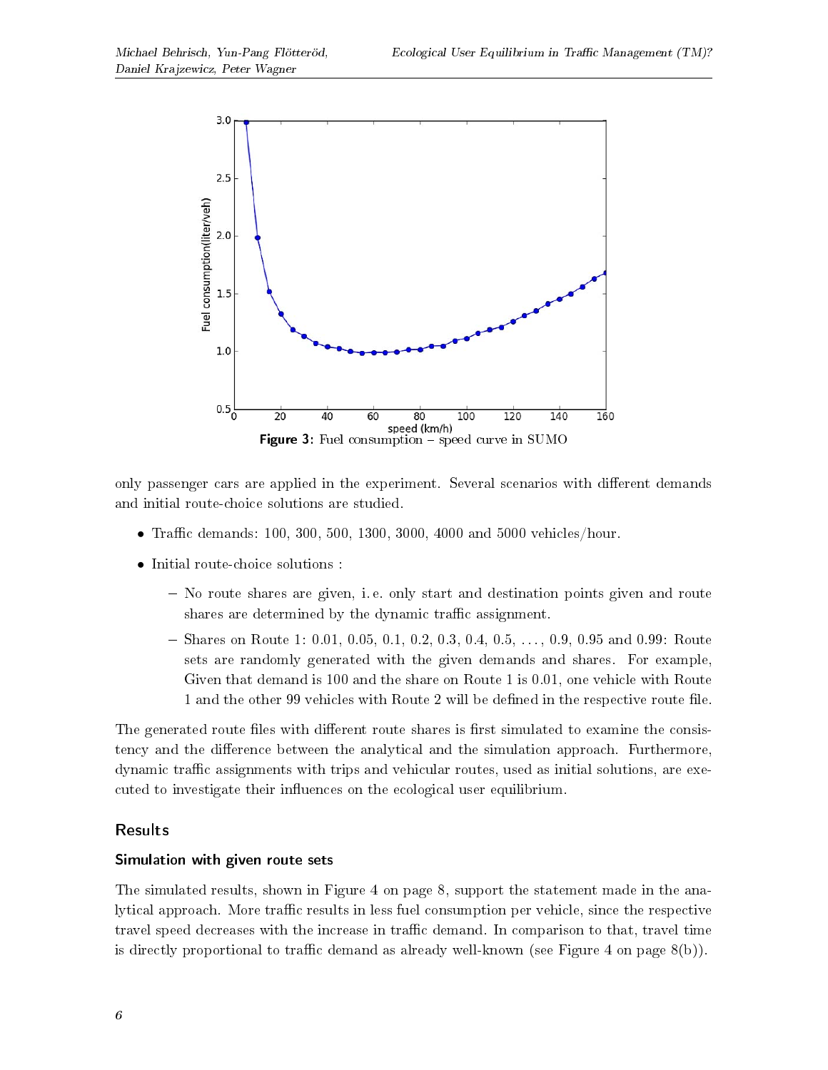Figure 3: Fuel consumption – speed curve in SUMO

only passenger cars are applied in the experiment. Several scenarios with different demands and initial route-choice solutions are studied.

- Traffic demands: 100, 300, 500, 1300, 3000, 4000 and 5000 vehicles/hour.
- Initial route-choice solutions :
  - No route shares are given, i. e. only start and destination points given and route shares are determined by the dynamic traffic assignment.
  - Shares on Route 1: 0.01, 0.05, 0.1, 0.2, 0.3, 0.4, 0.5, . . . , 0.9, 0.95 and 0.99: Route sets are randomly generated with the given demands and shares. For example, Given that demand is 100 and the share on Route 1 is 0.01, one vehicle with Route 1 and the other 99 vehicles with Route 2 will be defined in the respective route file.

The generated route files with different route shares is first simulated to examine the consistency and the difference between the analytical and the simulation approach. Furthermore, dynamic traffic assignments with trips and vehicular routes, used as initial solutions, are executed to investigate their influences on the ecological user equilibrium.

## Results

### Simulation with given route sets

The simulated results, shown in Figure 4 on page 8, support the statement made in the analytical approach. More traffic results in less fuel consumption per vehicle, since the respective travel speed decreases with the increase in traffic demand. In comparison to that, travel time is directly proportional to traffic demand as already well-known (see Figure 4 on page 8(b)).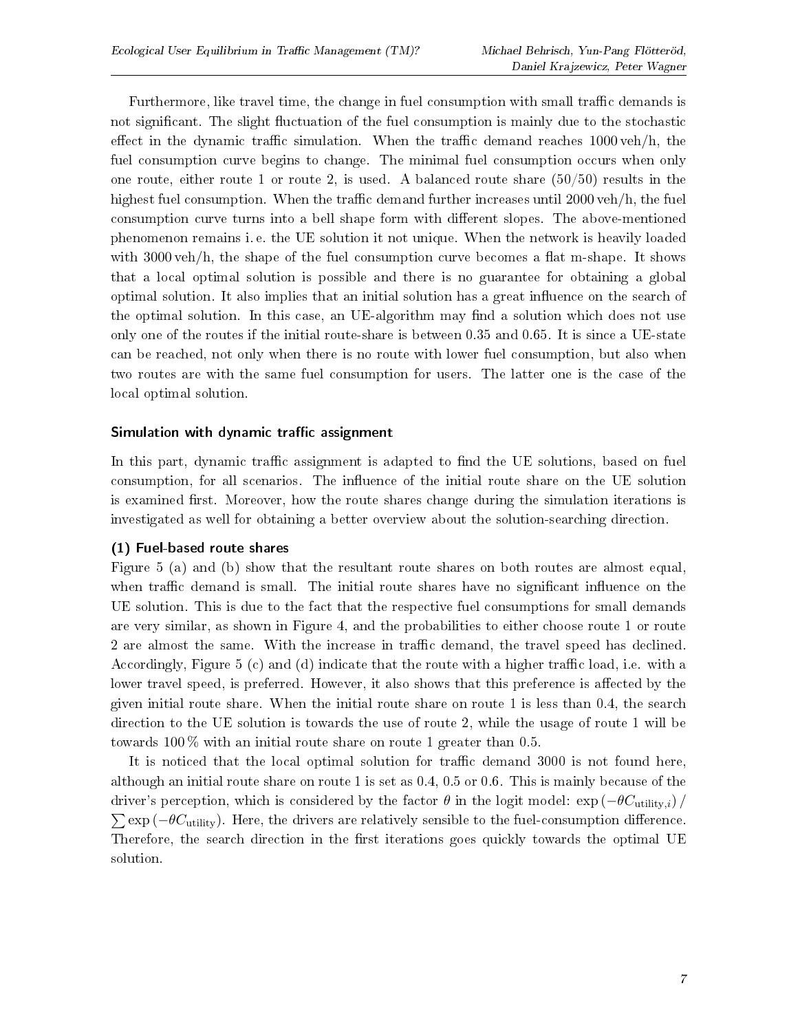Furthermore, like travel time, the change in fuel consumption with small traffic demands is not significant. The slight fluctuation of the fuel consumption is mainly due to the stochastic effect in the dynamic traffic simulation. When the traffic demand reaches 1000 veh/h, the fuel consumption curve begins to change. The minimal fuel consumption occurs when only one route, either route 1 or route 2, is used. A balanced route share (50/50) results in the highest fuel consumption. When the traffic demand further increases until 2000 veh/h, the fuel consumption curve turns into a bell shape form with different slopes. The above-mentioned phenomenon remains i. e. the UE solution it not unique. When the network is heavily loaded with 3000 veh/h, the shape of the fuel consumption curve becomes a flat m-shape. It shows that a local optimal solution is possible and there is no guarantee for obtaining a global optimal solution. It also implies that an initial solution has a great influence on the search of the optimal solution. In this case, an UE-algorithm may find a solution which does not use only one of the routes if the initial route-share is between 0.35 and 0.65. It is since a UE-state can be reached, not only when there is no route with lower fuel consumption, but also when two routes are with the same fuel consumption for users. The latter one is the case of the local optimal solution.

### Simulation with dynamic traffic assignment

In this part, dynamic traffic assignment is adapted to find the UE solutions, based on fuel consumption, for all scenarios. The influence of the initial route share on the UE solution is examined first. Moreover, how the route shares change during the simulation iterations is investigated as well for obtaining a better overview about the solution-searching direction.

#### (1) Fuel-based route shares

Figure 5 (a) and (b) show that the resultant route shares on both routes are almost equal, when traffic demand is small. The initial route shares have no significant influence on the UE solution. This is due to the fact that the respective fuel consumptions for small demands are very similar, as shown in Figure 4, and the probabilities to either choose route 1 or route 2 are almost the same. With the increase in traffic demand, the travel speed has declined. Accordingly, Figure 5 (c) and (d) indicate that the route with a higher traffic load, i.e. with a lower travel speed, is preferred. However, it also shows that this preference is affected by the given initial route share. When the initial route share on route 1 is less than 0.4, the search direction to the UE solution is towards the use of route 2, while the usage of route 1 will be towards 100 % with an initial route share on route 1 greater than 0.5.

It is noticed that the local optimal solution for traffic demand 3000 is not found here, although an initial route share on route 1 is set as 0.4, 0.5 or 0.6. This is mainly because of the driver's perception, which is considered by the factor $\theta$ in the logit model: $\exp\left(-\theta C_{\text{utility},i}\right) / \sum \exp\left(-\theta C_{\text{utility}}\right)$. Here, the drivers are relatively sensible to the fuel-consumption difference. Therefore, the search direction in the first iterations goes quickly towards the optimal UE solution.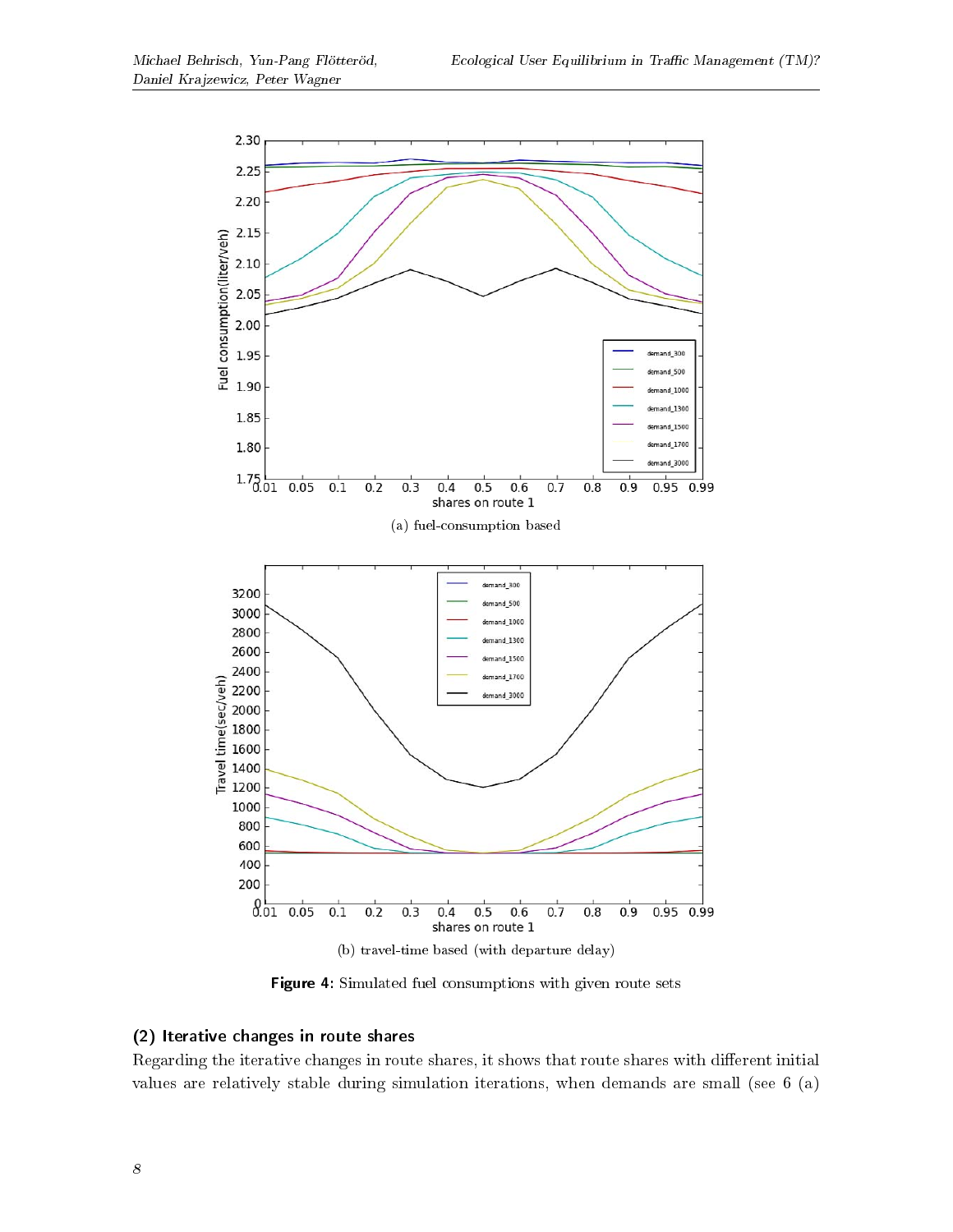(a) fuel-consumption based

(b) travel-time based (with departure delay)

**Figure 4:** Simulated fuel consumptions with given route sets

### (2) Iterative changes in route shares

Regarding the iterative changes in route shares, it shows that route shares with different initial values are relatively stable during simulation iterations, when demands are small (see 6 (a)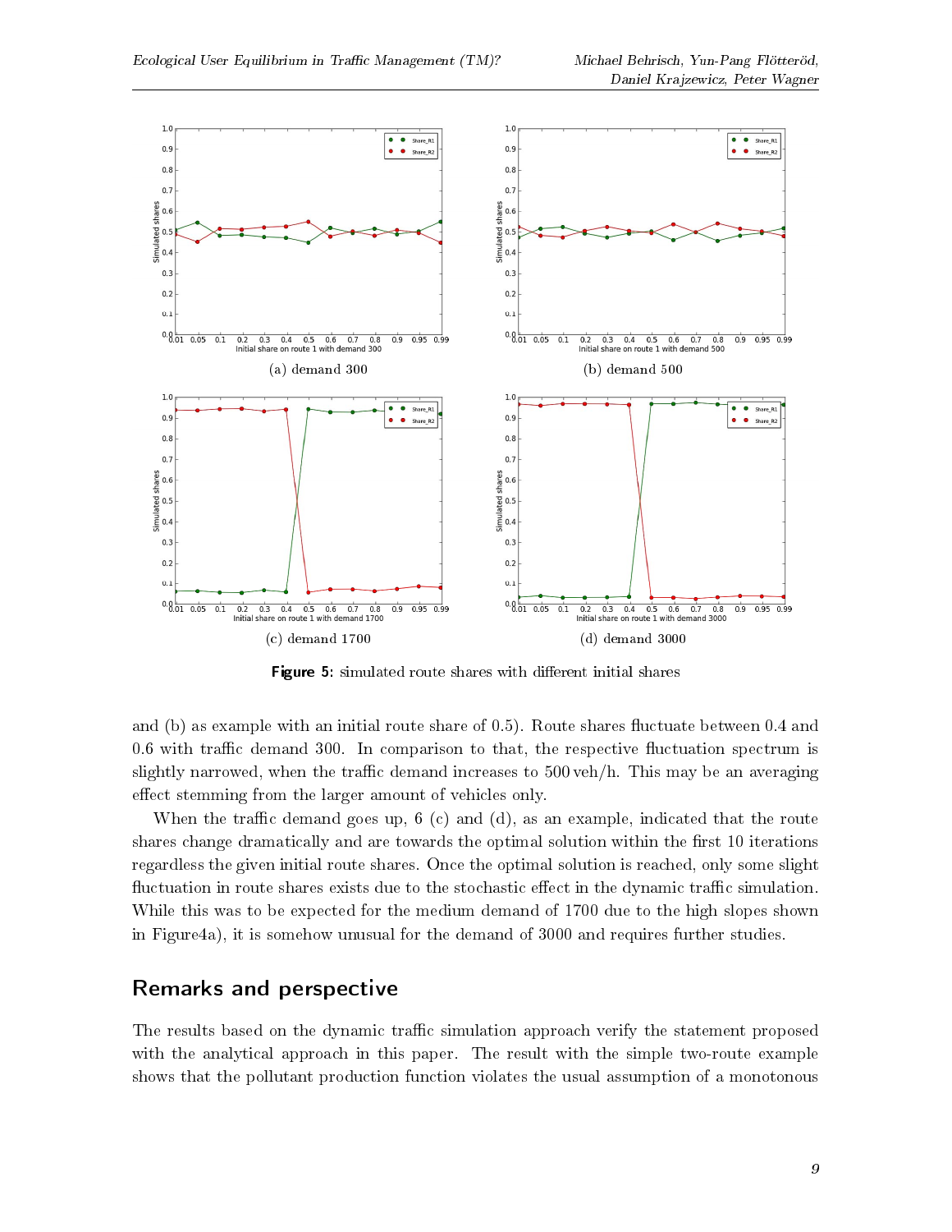(a) demand 300

(b) demand 500

(c) demand 1700

(d) demand 3000

**Figure 5:** simulated route shares with different initial shares

and (b) as example with an initial route share of 0.5). Route shares fluctuate between 0.4 and 0.6 with traffic demand 300. In comparison to that, the respective fluctuation spectrum is slightly narrowed, when the traffic demand increases to 500 veh/h. This may be an averaging effect stemming from the larger amount of vehicles only.

When the traffic demand goes up, 6 (c) and (d), as an example, indicated that the route shares change dramatically and are towards the optimal solution within the first 10 iterations regardless the given initial route shares. Once the optimal solution is reached, only some slight fluctuation in route shares exists due to the stochastic effect in the dynamic traffic simulation. While this was to be expected for the medium demand of 1700 due to the high slopes shown in Figure4a), it is somehow unusual for the demand of 3000 and requires further studies.

## Remarks and perspective

The results based on the dynamic traffic simulation approach verify the statement proposed with the analytical approach in this paper. The result with the simple two-route example shows that the pollutant production function violates the usual assumption of a monotonous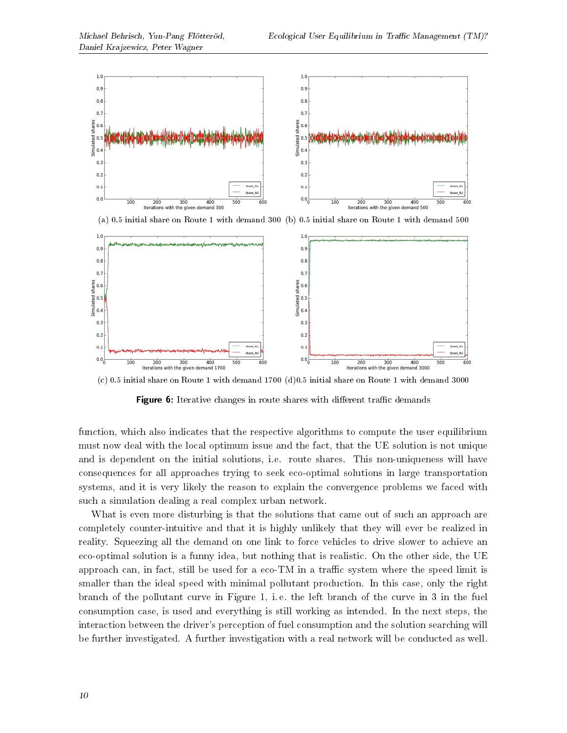(a) 0.5 initial share on Route 1 with demand 300 (b) 0.5 initial share on Route 1 with demand 500

(c) 0.5 initial share on Route 1 with demand 1700 (d) 0.5 initial share on Route 1 with demand 3000

**Figure 6:** Iterative changes in route shares with different traffic demands

function, which also indicates that the respective algorithms to compute the user equilibrium must now deal with the local optimum issue and the fact, that the UE solution is not unique and is dependent on the initial solutions, i.e. route shares. This non-uniqueness will have consequences for all approaches trying to seek eco-optimal solutions in large transportation systems, and it is very likely the reason to explain the convergence problems we faced with such a simulation dealing a real complex urban network.

What is even more disturbing is that the solutions that came out of such an approach are completely counter-intuitive and that it is highly unlikely that they will ever be realized in reality. Squeezing all the demand on one link to force vehicles to drive slower to achieve an eco-optimal solution is a funny idea, but nothing that is realistic. On the other side, the UE approach can, in fact, still be used for a eco-TM in a traffic system where the speed limit is smaller than the ideal speed with minimal pollutant production. In this case, only the right branch of the pollutant curve in Figure 1, i.e. the left branch of the curve in 3 in the fuel consumption case, is used and everything is still working as intended. In the next steps, the interaction between the driver's perception of fuel consumption and the solution searching will be further investigated. A further investigation with a real network will be conducted as well.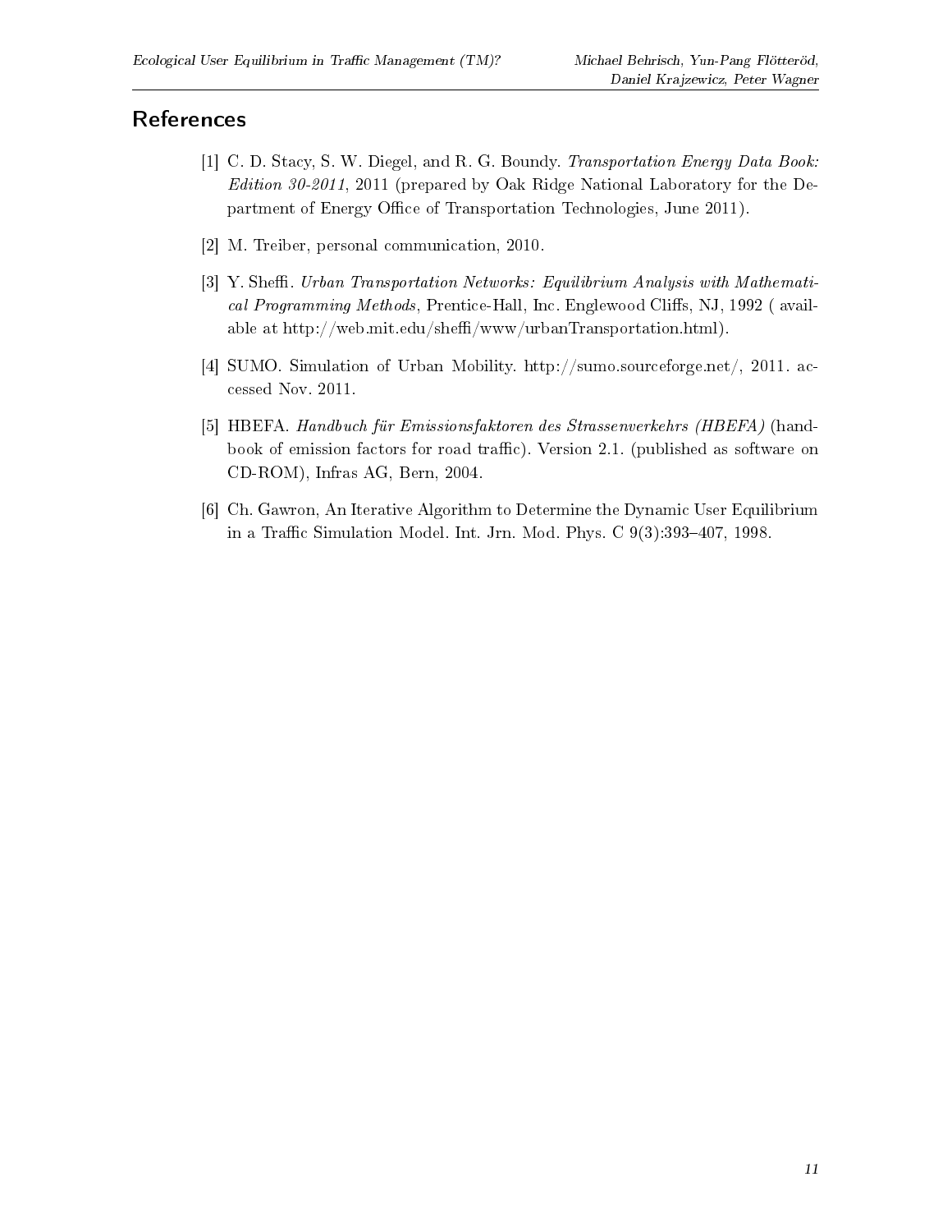## References

[1] C. D. Stacy, S. W. Diegel, and R. G. Boundy. *Transportation Energy Data Book: Edition 30-2011*, 2011 (prepared by Oak Ridge National Laboratory for the Department of Energy Office of Transportation Technologies, June 2011).

[2] M. Treiber, personal communication, 2010.

[3] Y. Sheffi. *Urban Transportation Networks: Equilibrium Analysis with Mathematical Programming Methods*, Prentice-Hall, Inc. Englewood Cliffs, NJ, 1992 ( available at http://web.mit.edu/sheffi/www/urbanTransportation.html).

[4] SUMO. Simulation of Urban Mobility. http://sumo.sourceforge.net/, 2011. accessed Nov. 2011.

[5] HBEFA. *Handbuch für Emissionsfaktoren des Strassenverkehrs (HBEFA)* (handbook of emission factors for road traffic). Version 2.1. (published as software on CD-ROM), Infras AG, Bern, 2004.

[6] Ch. Gawron, An Iterative Algorithm to Determine the Dynamic User Equilibrium in a Traffic Simulation Model. Int. Jrn. Mod. Phys. C 9(3):393–407, 1998.